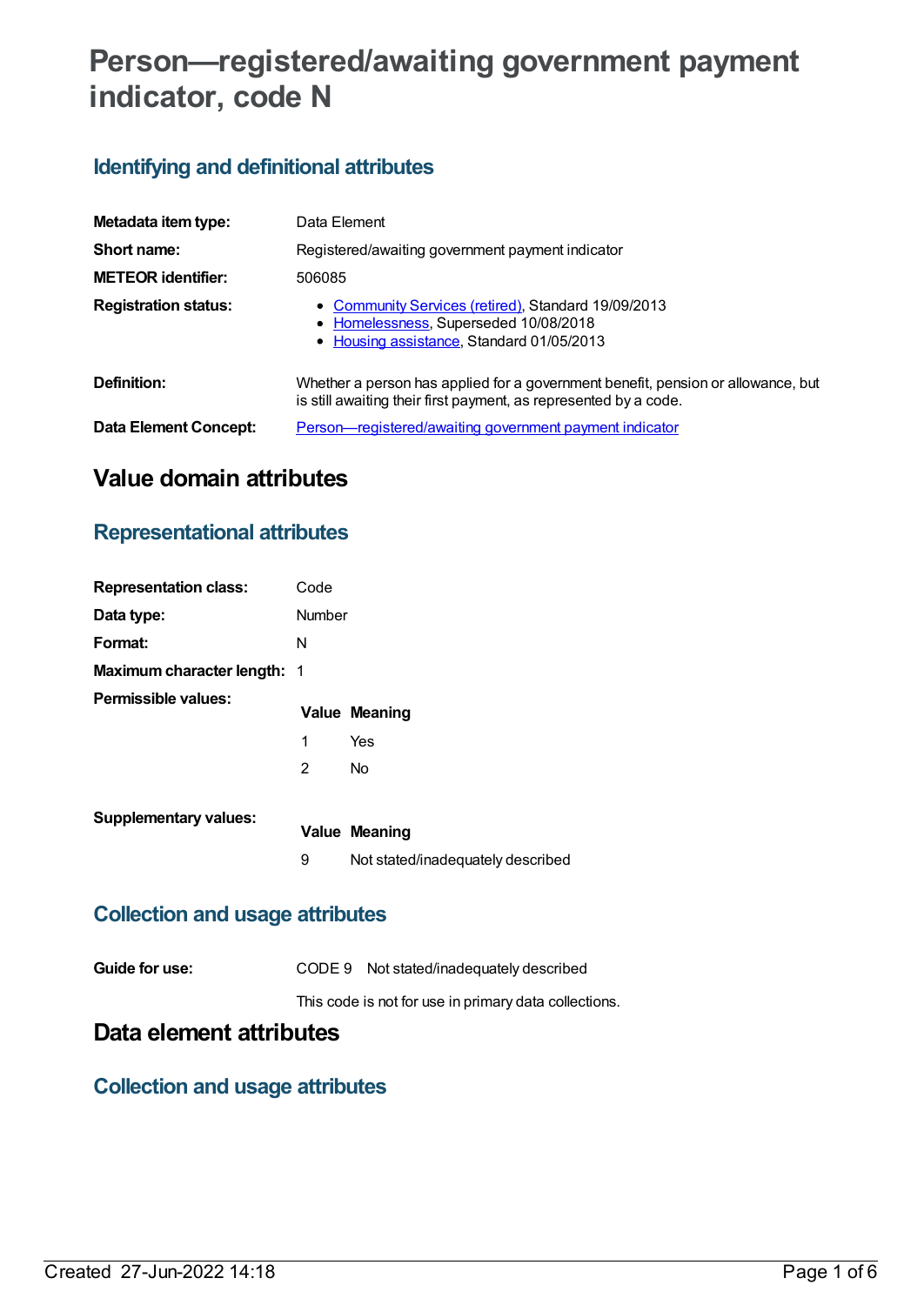# Person—registered/awaiting government payment indicator, code N

## Identifying and definitional attributes

| | |
|---|---|
| **Metadata item type:** | Data Element |
| **Short name:** | Registered/awaiting government payment indicator |
| **METEOR identifier:** | 506085 |
| **Registration status:** | • Community Services (retired), Standard 19/09/2013<br>• Homelessness, Superseded 10/08/2018<br>• Housing assistance, Standard 01/05/2013 |
| **Definition:** | Whether a person has applied for a government benefit, pension or allowance, but is still awaiting their first payment, as represented by a code. |
| **Data Element Concept:** | Person—registered/awaiting government payment indicator |

# Value domain attributes

## Representational attributes

| | |
|---|---|
| **Representation class:** | Code |
| **Data type:** | Number |
| **Format:** | N |
| **Maximum character length:** | 1 |

**Permissible values:**

| Value | Meaning |
|---|---|
| 1 | Yes |
| 2 | No |

**Supplementary values:**

| Value | Meaning |
|---|---|
| 9 | Not stated/inadequately described |

## Collection and usage attributes

**Guide for use:** CODE 9 Not stated/inadequately described

This code is not for use in primary data collections.

# Data element attributes

## Collection and usage attributes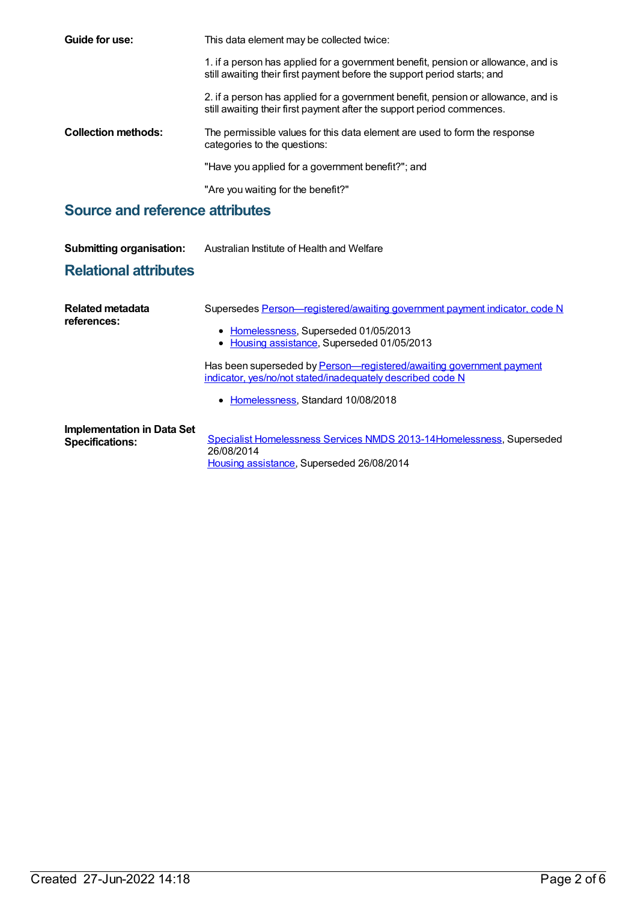**Guide for use:** This data element may be collected twice:

1. if a person has applied for a government benefit, pension or allowance, and is still awaiting their first payment before the support period starts; and

2. if a person has applied for a government benefit, pension or allowance, and is still awaiting their first payment after the support period commences.

**Collection methods:** The permissible values for this data element are used to form the response categories to the questions:

"Have you applied for a government benefit?"; and

"Are you waiting for the benefit?"

## Source and reference attributes

**Submitting organisation:** Australian Institute of Health and Welfare

## Relational attributes

**Related metadata references:**

Supersedes Person—registered/awaiting government payment indicator, code N

- Homelessness, Superseded 01/05/2013
- Housing assistance, Superseded 01/05/2013

Has been superseded by Person—registered/awaiting government payment indicator, yes/no/not stated/inadequately described code N

- Homelessness, Standard 10/08/2018

**Implementation in Data Set Specifications:**

Specialist Homelessness Services NMDS 2013-14Homelessness, Superseded 26/08/2014
Housing assistance, Superseded 26/08/2014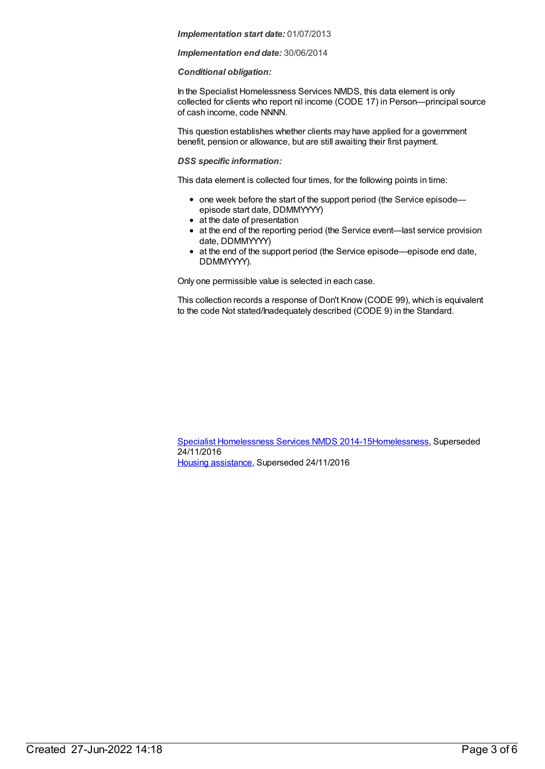*Implementation start date:* 01/07/2013

*Implementation end date:* 30/06/2014

*Conditional obligation:*

In the Specialist Homelessness Services NMDS, this data element is only collected for clients who report nil income (CODE 17) in Person—principal source of cash income, code NNNN.

This question establishes whether clients may have applied for a government benefit, pension or allowance, but are still awaiting their first payment.

*DSS specific information:*

This data element is collected four times, for the following points in time:

- one week before the start of the support period (the Service episode—episode start date, DDMMYYYY)
- at the date of presentation
- at the end of the reporting period (the Service event—last service provision date, DDMMYYYY)
- at the end of the support period (the Service episode—episode end date, DDMMYYYY).

Only one permissible value is selected in each case.

This collection records a response of Don't Know (CODE 99), which is equivalent to the code Not stated/Inadequately described (CODE 9) in the Standard.

Specialist Homelessness Services NMDS 2014-15Homelessness, Superseded 24/11/2016
Housing assistance, Superseded 24/11/2016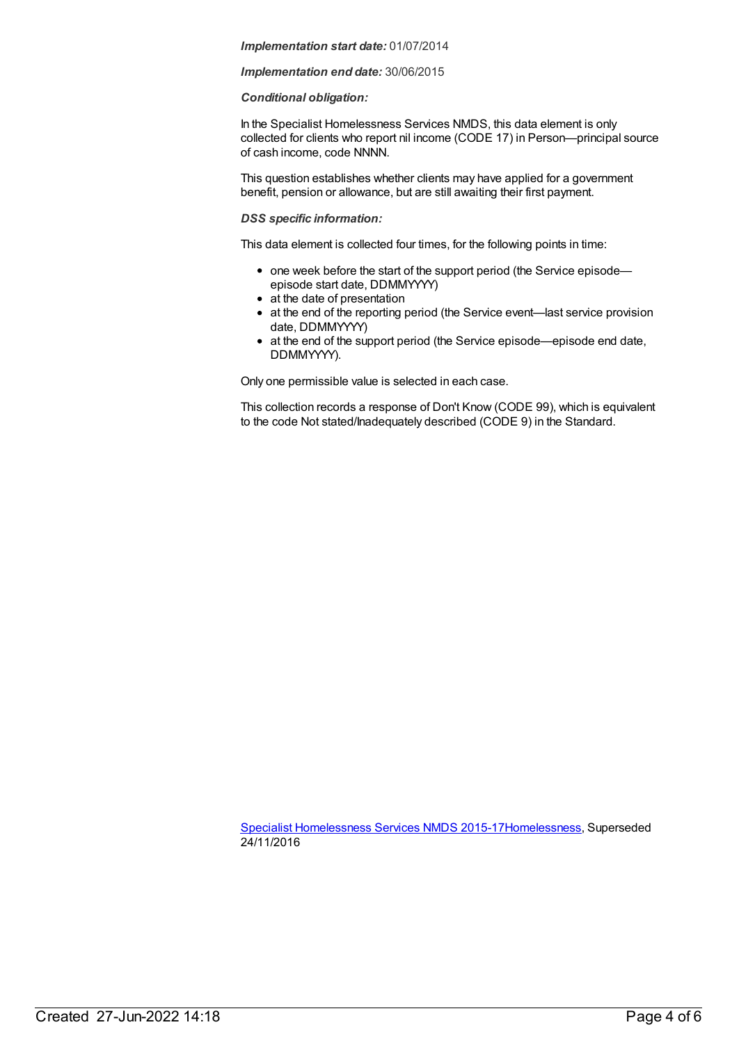***Implementation start date:*** 01/07/2014

***Implementation end date:*** 30/06/2015

***Conditional obligation:***

In the Specialist Homelessness Services NMDS, this data element is only collected for clients who report nil income (CODE 17) in Person—principal source of cash income, code NNNN.

This question establishes whether clients may have applied for a government benefit, pension or allowance, but are still awaiting their first payment.

***DSS specific information:***

This data element is collected four times, for the following points in time:

- one week before the start of the support period (the Service episode—episode start date, DDMMYYYY)
- at the date of presentation
- at the end of the reporting period (the Service event—last service provision date, DDMMYYYY)
- at the end of the support period (the Service episode—episode end date, DDMMYYYY).

Only one permissible value is selected in each case.

This collection records a response of Don't Know (CODE 99), which is equivalent to the code Not stated/Inadequately described (CODE 9) in the Standard.

Specialist Homelessness Services NMDS 2015-17Homelessness, Superseded 24/11/2016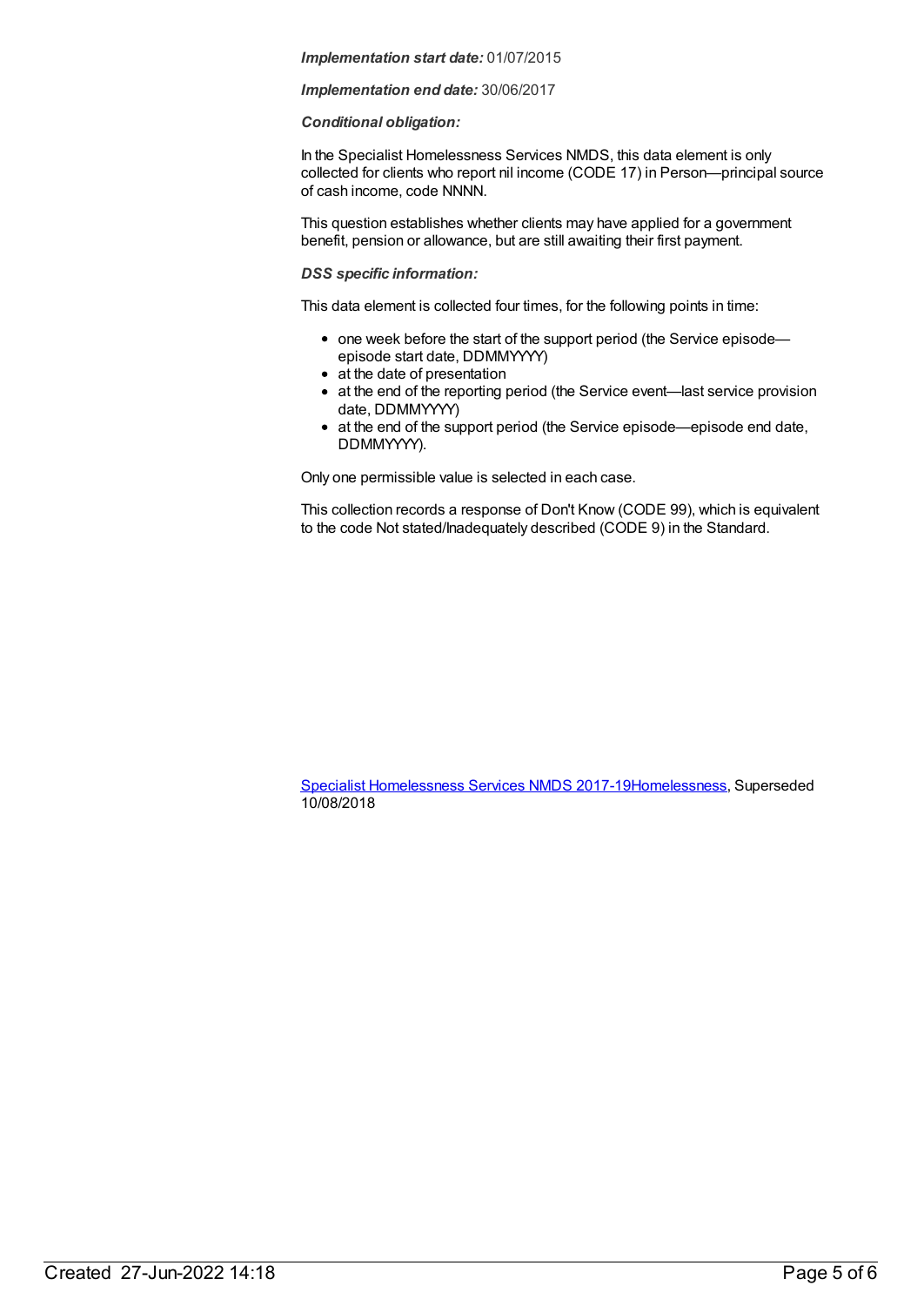***Implementation start date:*** 01/07/2015

***Implementation end date:*** 30/06/2017

***Conditional obligation:***

In the Specialist Homelessness Services NMDS, this data element is only collected for clients who report nil income (CODE 17) in Person—principal source of cash income, code NNNN.

This question establishes whether clients may have applied for a government benefit, pension or allowance, but are still awaiting their first payment.

***DSS specific information:***

This data element is collected four times, for the following points in time:

- one week before the start of the support period (the Service episode—episode start date, DDMMYYYY)
- at the date of presentation
- at the end of the reporting period (the Service event—last service provision date, DDMMYYYY)
- at the end of the support period (the Service episode—episode end date, DDMMYYYY).

Only one permissible value is selected in each case.

This collection records a response of Don't Know (CODE 99), which is equivalent to the code Not stated/Inadequately described (CODE 9) in the Standard.

Specialist Homelessness Services NMDS 2017-19Homelessness, Superseded 10/08/2018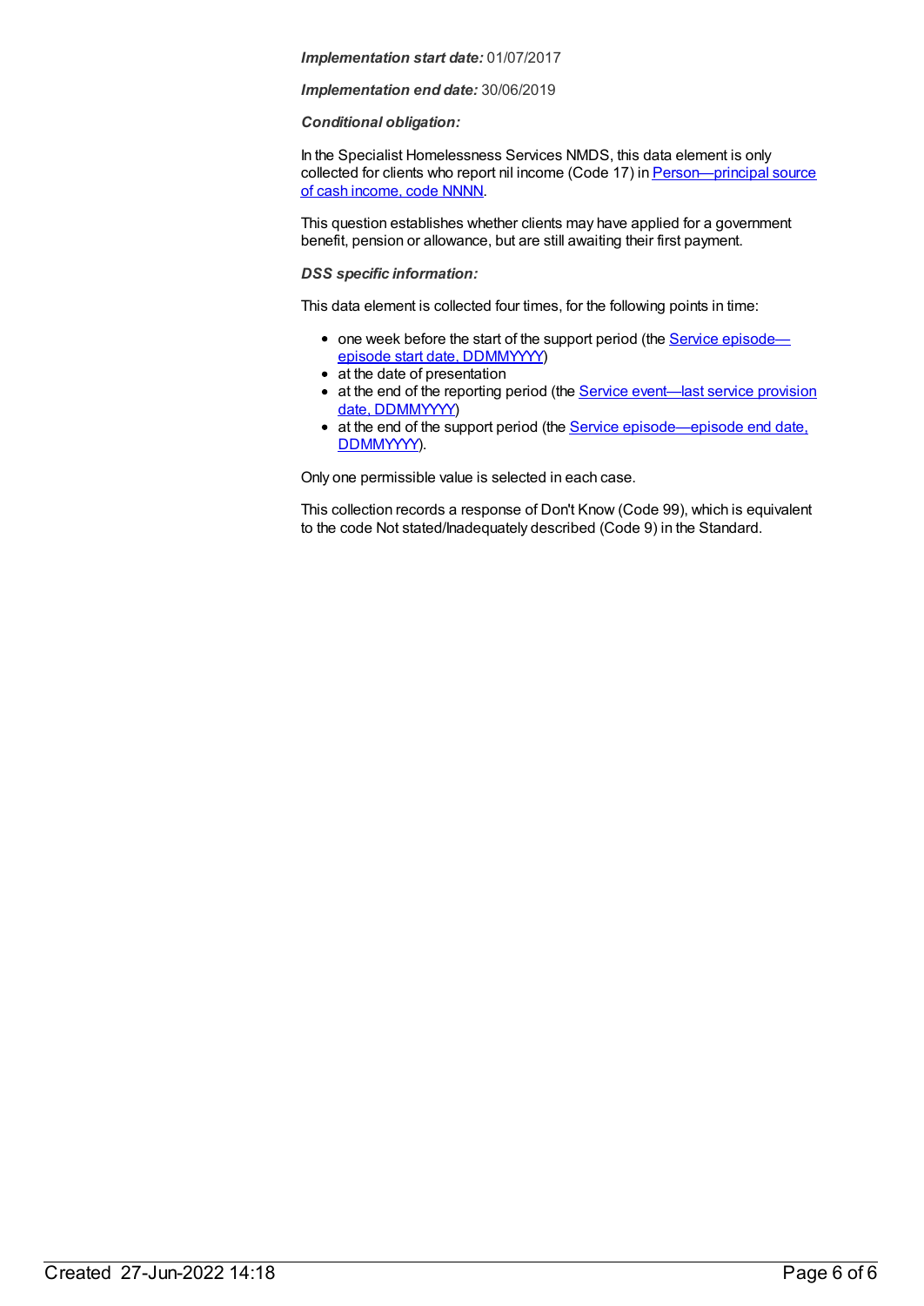***Implementation start date:*** 01/07/2017

***Implementation end date:*** 30/06/2019

***Conditional obligation:***

In the Specialist Homelessness Services NMDS, this data element is only collected for clients who report nil income (Code 17) in Person—principal source of cash income, code NNNN.

This question establishes whether clients may have applied for a government benefit, pension or allowance, but are still awaiting their first payment.

***DSS specific information:***

This data element is collected four times, for the following points in time:

- one week before the start of the support period (the Service episode—episode start date, DDMMYYYY)
- at the date of presentation
- at the end of the reporting period (the Service event—last service provision date, DDMMYYYY)
- at the end of the support period (the Service episode—episode end date, DDMMYYYY).

Only one permissible value is selected in each case.

This collection records a response of Don't Know (Code 99), which is equivalent to the code Not stated/Inadequately described (Code 9) in the Standard.